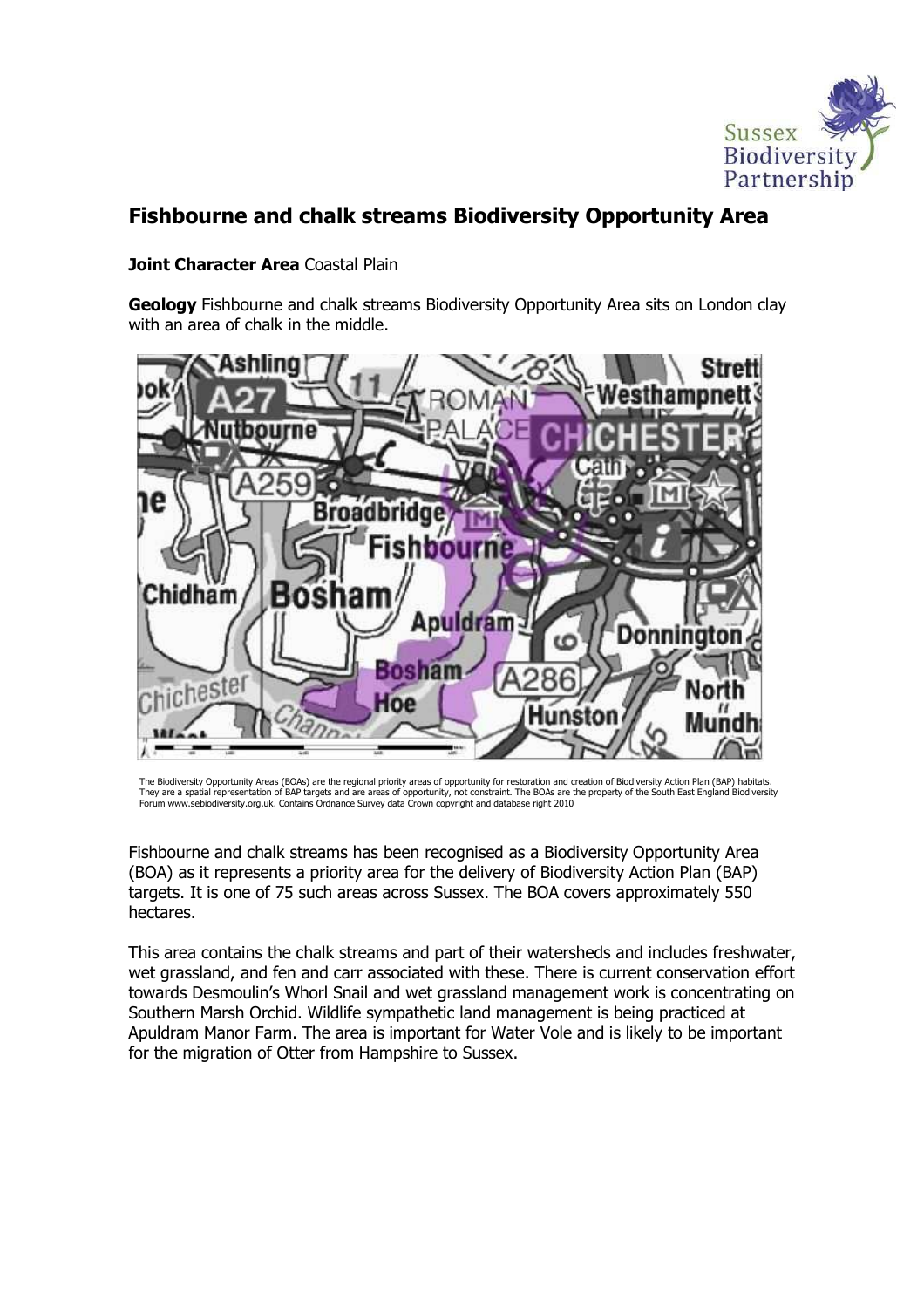# Fishbourne and chalk streams Biodiversity Opportunity Area

**Joint Character Area** Coastal Plain

**Geology** Fishbourne and chalk streams Biodiversity Opportunity Area sits on London clay with an area of chalk in the middle.

The Biodiversity Opportunity Areas (BOAs) are the regional priority areas of opportunity for restoration and creation of Biodiversity Action Plan (BAP) habitats. They are a spatial representation of BAP targets and are areas of opportunity, not constraint. The BOAs are the property of the South East England Biodiversity Forum www.sebiodiversity.org.uk. Contains Ordnance Survey data Crown copyright and database right 2010

Fishbourne and chalk streams has been recognised as a Biodiversity Opportunity Area (BOA) as it represents a priority area for the delivery of Biodiversity Action Plan (BAP) targets. It is one of 75 such areas across Sussex. The BOA covers approximately 550 hectares.

This area contains the chalk streams and part of their watersheds and includes freshwater, wet grassland, and fen and carr associated with these. There is current conservation effort towards Desmoulin's Whorl Snail and wet grassland management work is concentrating on Southern Marsh Orchid. Wildlife sympathetic land management is being practiced at Apuldram Manor Farm. The area is important for Water Vole and is likely to be important for the migration of Otter from Hampshire to Sussex.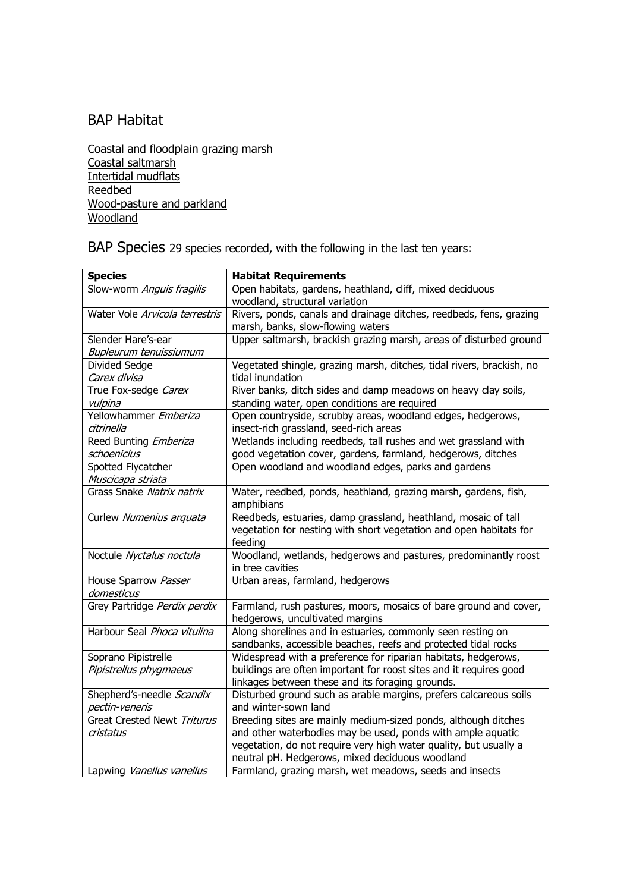## BAP Habitat

Coastal and floodplain grazing marsh
Coastal saltmarsh
Intertidal mudflats
Reedbed
Wood-pasture and parkland
Woodland

## BAP Species 29 species recorded, with the following in the last ten years:

| **Species** | **Habitat Requirements** |
|---|---|
| Slow-worm *Anguis fragilis* | Open habitats, gardens, heathland, cliff, mixed deciduous woodland, structural variation |
| Water Vole *Arvicola terrestris* | Rivers, ponds, canals and drainage ditches, reedbeds, fens, grazing marsh, banks, slow-flowing waters |
| Slender Hare's-ear *Bupleurum tenuissiumum* | Upper saltmarsh, brackish grazing marsh, areas of disturbed ground |
| Divided Sedge *Carex divisa* | Vegetated shingle, grazing marsh, ditches, tidal rivers, brackish, no tidal inundation |
| True Fox-sedge *Carex vulpina* | River banks, ditch sides and damp meadows on heavy clay soils, standing water, open conditions are required |
| Yellowhammer *Emberiza citrinella* | Open countryside, scrubby areas, woodland edges, hedgerows, insect-rich grassland, seed-rich areas |
| Reed Bunting *Emberiza schoeniclus* | Wetlands including reedbeds, tall rushes and wet grassland with good vegetation cover, gardens, farmland, hedgerows, ditches |
| Spotted Flycatcher *Muscicapa striata* | Open woodland and woodland edges, parks and gardens |
| Grass Snake *Natrix natrix* | Water, reedbed, ponds, heathland, grazing marsh, gardens, fish, amphibians |
| Curlew *Numenius arquata* | Reedbeds, estuaries, damp grassland, heathland, mosaic of tall vegetation for nesting with short vegetation and open habitats for feeding |
| Noctule *Nyctalus noctula* | Woodland, wetlands, hedgerows and pastures, predominantly roost in tree cavities |
| House Sparrow *Passer domesticus* | Urban areas, farmland, hedgerows |
| Grey Partridge *Perdix perdix* | Farmland, rush pastures, moors, mosaics of bare ground and cover, hedgerows, uncultivated margins |
| Harbour Seal *Phoca vitulina* | Along shorelines and in estuaries, commonly seen resting on sandbanks, accessible beaches, reefs and protected tidal rocks |
| Soprano Pipistrelle *Pipistrellus phygmaeus* | Widespread with a preference for riparian habitats, hedgerows, buildings are often important for roost sites and it requires good linkages between these and its foraging grounds. |
| Shepherd's-needle *Scandix pectin-veneris* | Disturbed ground such as arable margins, prefers calcareous soils and winter-sown land |
| Great Crested Newt *Triturus cristatus* | Breeding sites are mainly medium-sized ponds, although ditches and other waterbodies may be used, ponds with ample aquatic vegetation, do not require very high water quality, but usually a neutral pH. Hedgerows, mixed deciduous woodland |
| Lapwing *Vanellus vanellus* | Farmland, grazing marsh, wet meadows, seeds and insects |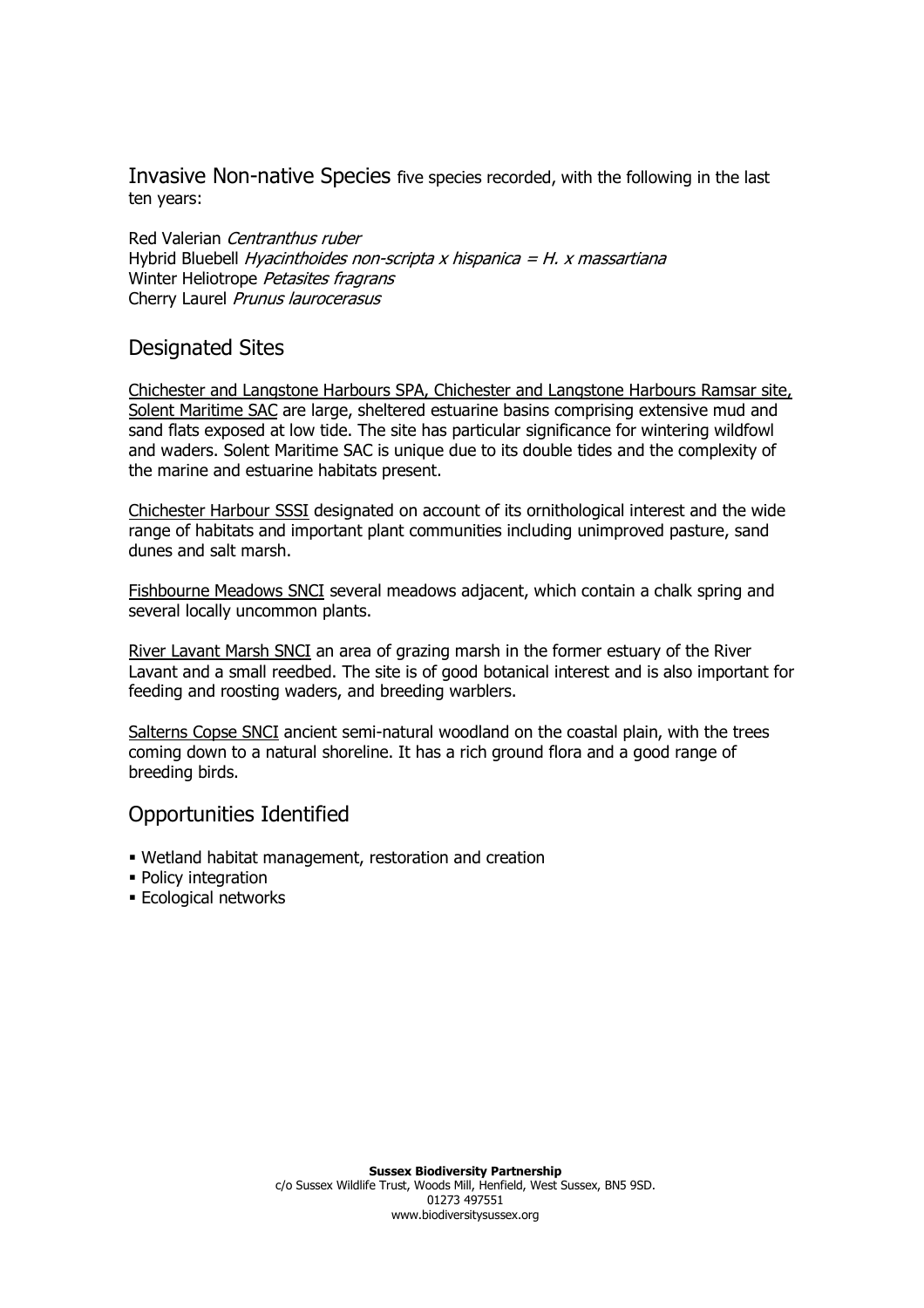## Invasive Non-native Species

five species recorded, with the following in the last ten years:

Red Valerian *Centranthus ruber*
Hybrid Bluebell *Hyacinthoides non-scripta x hispanica = H. x massartiana*
Winter Heliotrope *Petasites fragrans*
Cherry Laurel *Prunus laurocerasus*

## Designated Sites

Chichester and Langstone Harbours SPA, Chichester and Langstone Harbours Ramsar site, Solent Maritime SAC are large, sheltered estuarine basins comprising extensive mud and sand flats exposed at low tide. The site has particular significance for wintering wildfowl and waders. Solent Maritime SAC is unique due to its double tides and the complexity of the marine and estuarine habitats present.

Chichester Harbour SSSI designated on account of its ornithological interest and the wide range of habitats and important plant communities including unimproved pasture, sand dunes and salt marsh.

Fishbourne Meadows SNCI several meadows adjacent, which contain a chalk spring and several locally uncommon plants.

River Lavant Marsh SNCI an area of grazing marsh in the former estuary of the River Lavant and a small reedbed. The site is of good botanical interest and is also important for feeding and roosting waders, and breeding warblers.

Salterns Copse SNCI ancient semi-natural woodland on the coastal plain, with the trees coming down to a natural shoreline. It has a rich ground flora and a good range of breeding birds.

## Opportunities Identified

- Wetland habitat management, restoration and creation
- Policy integration
- Ecological networks

**Sussex Biodiversity Partnership**
c/o Sussex Wildlife Trust, Woods Mill, Henfield, West Sussex, BN5 9SD.
01273 497551
www.biodiversitysussex.org